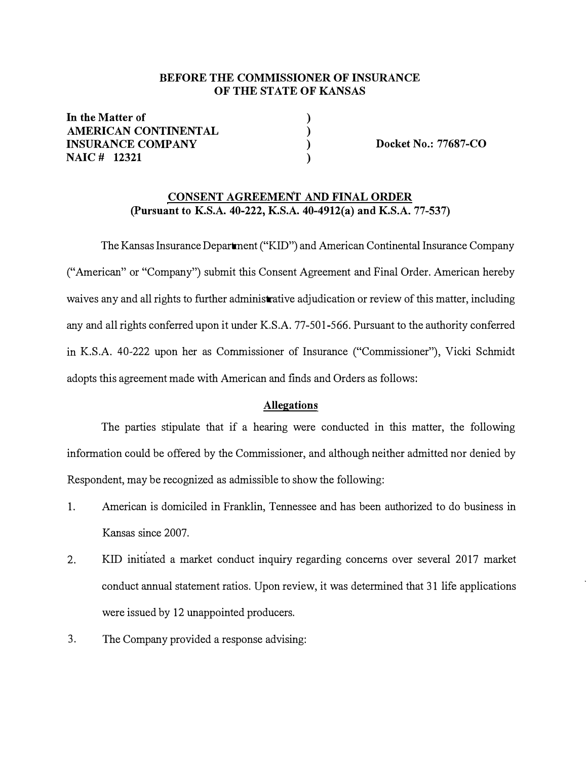**BEFORE THE COMMISSIONER OF INSURANCE OF THE STATE OF KANSAS**

| | | |
|---|---|---|
| **In the Matter of AMERICAN CONTINENTAL INSURANCE COMPANY NAIC # 12321** | ) ) ) ) | **Docket No.: 77687-CO** |

**CONSENT AGREEMENT AND FINAL ORDER**
**(Pursuant to K.S.A. 40-222, K.S.A. 40-4912(a) and K.S.A. 77-537)**

The Kansas Insurance Department ("KID") and American Continental Insurance Company ("American" or "Company") submit this Consent Agreement and Final Order. American hereby waives any and all rights to further administrative adjudication or review of this matter, including any and all rights conferred upon it under K.S.A. 77-501-566. Pursuant to the authority conferred in K.S.A. 40-222 upon her as Commissioner of Insurance ("Commissioner"), Vicki Schmidt adopts this agreement made with American and finds and Orders as follows:

**Allegations**

The parties stipulate that if a hearing were conducted in this matter, the following information could be offered by the Commissioner, and although neither admitted nor denied by Respondent, may be recognized as admissible to show the following:

1. American is domiciled in Franklin, Tennessee and has been authorized to do business in Kansas since 2007.
2. KID initiated a market conduct inquiry regarding concerns over several 2017 market conduct annual statement ratios. Upon review, it was determined that 31 life applications were issued by 12 unappointed producers.
3. The Company provided a response advising: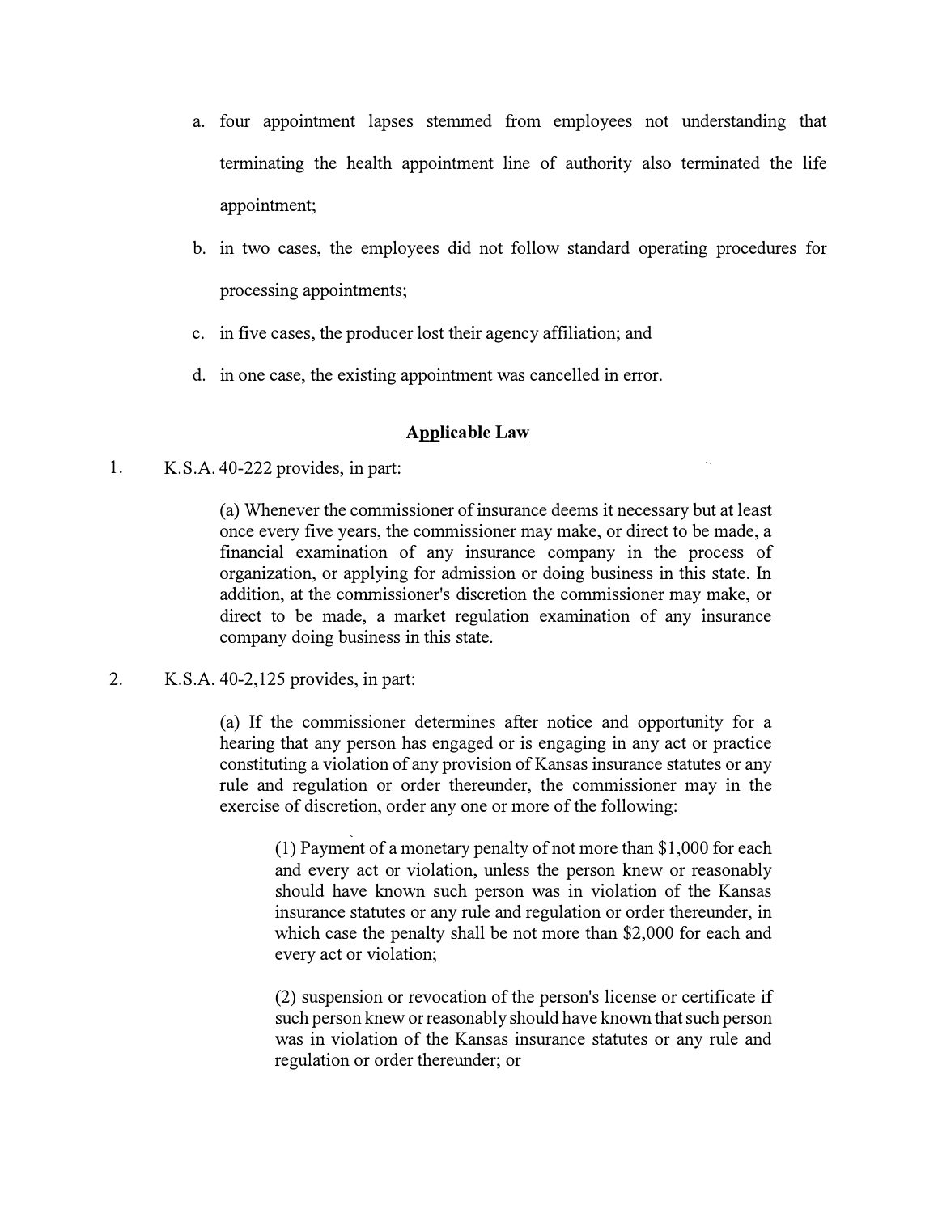a. four appointment lapses stemmed from employees not understanding that terminating the health appointment line of authority also terminated the life appointment;

b. in two cases, the employees did not follow standard operating procedures for processing appointments;

c. in five cases, the producer lost their agency affiliation; and

d. in one case, the existing appointment was cancelled in error.

## Applicable Law

1. K.S.A. 40-222 provides, in part:

> (a) Whenever the commissioner of insurance deems it necessary but at least once every five years, the commissioner may make, or direct to be made, a financial examination of any insurance company in the process of organization, or applying for admission or doing business in this state. In addition, at the commissioner's discretion the commissioner may make, or direct to be made, a market regulation examination of any insurance company doing business in this state.

2. K.S.A. 40-2,125 provides, in part:

> (a) If the commissioner determines after notice and opportunity for a hearing that any person has engaged or is engaging in any act or practice constituting a violation of any provision of Kansas insurance statutes or any rule and regulation or order thereunder, the commissioner may in the exercise of discretion, order any one or more of the following:
>
> > (1) Payment of a monetary penalty of not more than $1,000 for each and every act or violation, unless the person knew or reasonably should have known such person was in violation of the Kansas insurance statutes or any rule and regulation or order thereunder, in which case the penalty shall be not more than $2,000 for each and every act or violation;
> >
> > (2) suspension or revocation of the person's license or certificate if such person knew or reasonably should have known that such person was in violation of the Kansas insurance statutes or any rule and regulation or order thereunder; or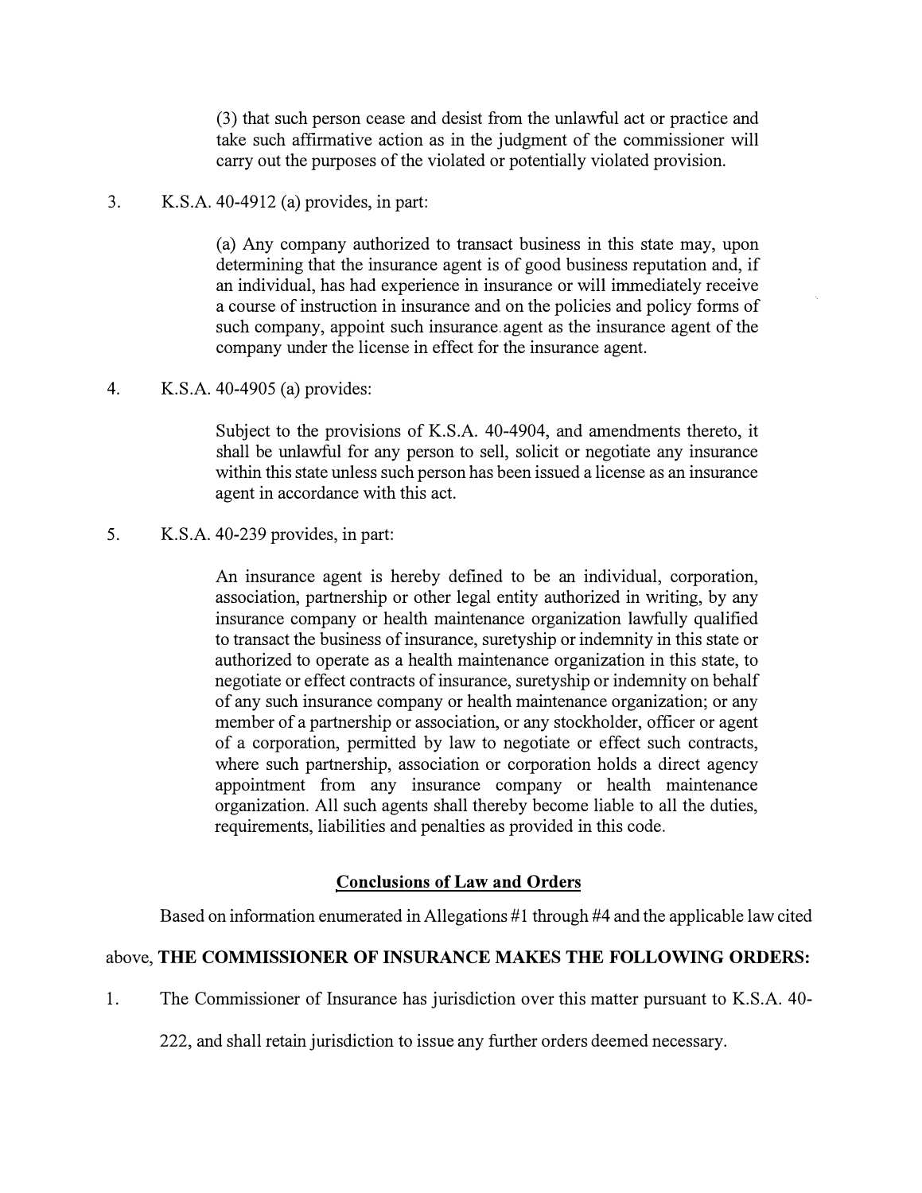> (3) that such person cease and desist from the unlawful act or practice and take such affirmative action as in the judgment of the commissioner will carry out the purposes of the violated or potentially violated provision.

3. K.S.A. 40-4912 (a) provides, in part:

> (a) Any company authorized to transact business in this state may, upon determining that the insurance agent is of good business reputation and, if an individual, has had experience in insurance or will immediately receive a course of instruction in insurance and on the policies and policy forms of such company, appoint such insurance agent as the insurance agent of the company under the license in effect for the insurance agent.

4. K.S.A. 40-4905 (a) provides:

> Subject to the provisions of K.S.A. 40-4904, and amendments thereto, it shall be unlawful for any person to sell, solicit or negotiate any insurance within this state unless such person has been issued a license as an insurance agent in accordance with this act.

5. K.S.A. 40-239 provides, in part:

> An insurance agent is hereby defined to be an individual, corporation, association, partnership or other legal entity authorized in writing, by any insurance company or health maintenance organization lawfully qualified to transact the business of insurance, suretyship or indemnity in this state or authorized to operate as a health maintenance organization in this state, to negotiate or effect contracts of insurance, suretyship or indemnity on behalf of any such insurance company or health maintenance organization; or any member of a partnership or association, or any stockholder, officer or agent of a corporation, permitted by law to negotiate or effect such contracts, where such partnership, association or corporation holds a direct agency appointment from any insurance company or health maintenance organization. All such agents shall thereby become liable to all the duties, requirements, liabilities and penalties as provided in this code.

## Conclusions of Law and Orders

Based on information enumerated in Allegations #1 through #4 and the applicable law cited above, **THE COMMISSIONER OF INSURANCE MAKES THE FOLLOWING ORDERS:**

1. The Commissioner of Insurance has jurisdiction over this matter pursuant to K.S.A. 40-222, and shall retain jurisdiction to issue any further orders deemed necessary.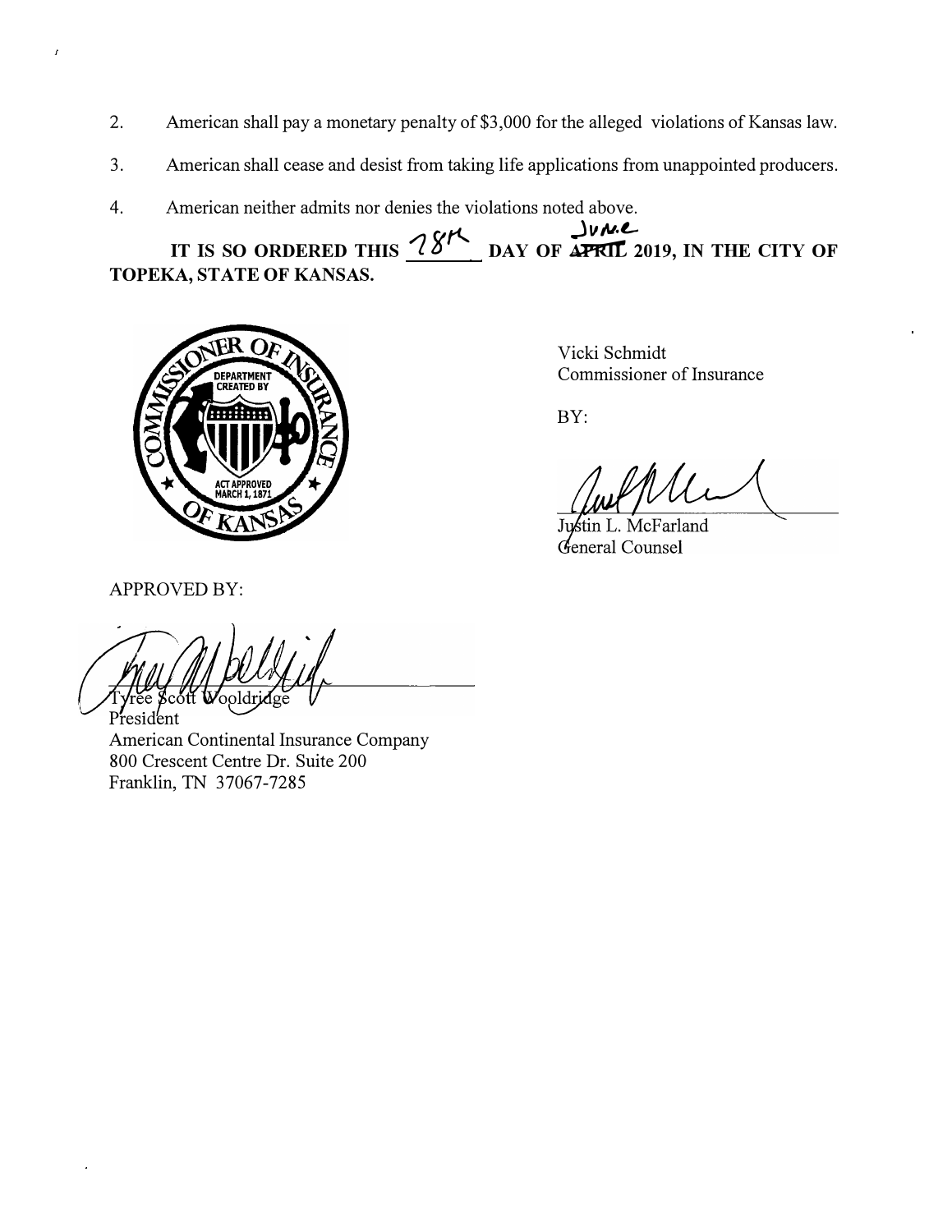2. American shall pay a monetary penalty of $3,000 for the alleged violations of Kansas law.

3. American shall cease and desist from taking life applications from unappointed producers.

4. American neither admits nor denies the violations noted above.

**IT IS SO ORDERED THIS 28th DAY OF ~~APRIL~~ June 2019, IN THE CITY OF TOPEKA, STATE OF KANSAS.**

Vicki Schmidt
Commissioner of Insurance

BY:

Justin L. McFarland
General Counsel

APPROVED BY:

Tyree Scott Wooldridge
President
American Continental Insurance Company
800 Crescent Centre Dr. Suite 200
Franklin, TN 37067-7285